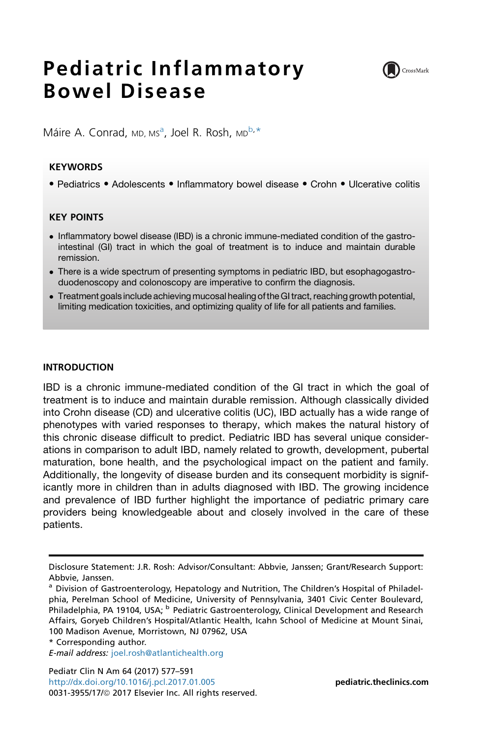# Pediatric Inflammatory Bowel Disease

Máire A. Conrad, MD, MS[a], Joel R. Rosh, MD[b,*]

## KEYWORDS

- Pediatrics • Adolescents • Inflammatory bowel disease • Crohn • Ulcerative colitis

## KEY POINTS

- Inflammatory bowel disease (IBD) is a chronic immune-mediated condition of the gastrointestinal (GI) tract in which the goal of treatment is to induce and maintain durable remission.
- There is a wide spectrum of presenting symptoms in pediatric IBD, but esophagogastroduodenoscopy and colonoscopy are imperative to confirm the diagnosis.
- Treatment goals include achieving mucosal healing of the GI tract, reaching growth potential, limiting medication toxicities, and optimizing quality of life for all patients and families.

## INTRODUCTION

IBD is a chronic immune-mediated condition of the GI tract in which the goal of treatment is to induce and maintain durable remission. Although classically divided into Crohn disease (CD) and ulcerative colitis (UC), IBD actually has a wide range of phenotypes with varied responses to therapy, which makes the natural history of this chronic disease difficult to predict. Pediatric IBD has several unique considerations in comparison to adult IBD, namely related to growth, development, pubertal maturation, bone health, and the psychological impact on the patient and family. Additionally, the longevity of disease burden and its consequent morbidity is significantly more in children than in adults diagnosed with IBD. The growing incidence and prevalence of IBD further highlight the importance of pediatric primary care providers being knowledgeable about and closely involved in the care of these patients.

Disclosure Statement: J.R. Rosh: Advisor/Consultant: Abbvie, Janssen; Grant/Research Support: Abbvie, Janssen.

[a] Division of Gastroenterology, Hepatology and Nutrition, The Children's Hospital of Philadelphia, Perelman School of Medicine, University of Pennsylvania, 3401 Civic Center Boulevard, Philadelphia, PA 19104, USA; [b] Pediatric Gastroenterology, Clinical Development and Research Affairs, Goryeb Children's Hospital/Atlantic Health, Icahn School of Medicine at Mount Sinai, 100 Madison Avenue, Morristown, NJ 07962, USA

\* Corresponding author.

*E-mail address:* joel.rosh@atlantichealth.org

Pediatr Clin N Am 64 (2017) 577–591
http://dx.doi.org/10.1016/j.pcl.2017.01.005
0031-3955/17/© 2017 Elsevier Inc. All rights reserved.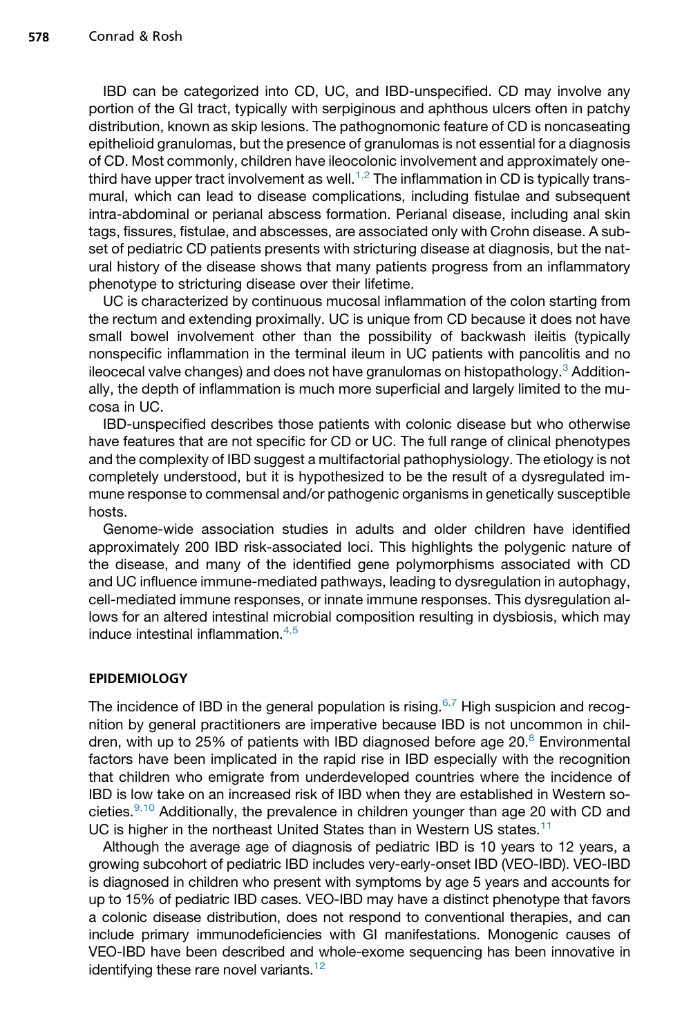IBD can be categorized into CD, UC, and IBD-unspecified. CD may involve any portion of the GI tract, typically with serpiginous and aphthous ulcers often in patchy distribution, known as skip lesions. The pathognomonic feature of CD is noncaseating epithelioid granulomas, but the presence of granulomas is not essential for a diagnosis of CD. Most commonly, children have ileocolonic involvement and approximately one-third have upper tract involvement as well.[1,2] The inflammation in CD is typically transmural, which can lead to disease complications, including fistulae and subsequent intra-abdominal or perianal abscess formation. Perianal disease, including anal skin tags, fissures, fistulae, and abscesses, are associated only with Crohn disease. A subset of pediatric CD patients presents with stricturing disease at diagnosis, but the natural history of the disease shows that many patients progress from an inflammatory phenotype to stricturing disease over their lifetime.

UC is characterized by continuous mucosal inflammation of the colon starting from the rectum and extending proximally. UC is unique from CD because it does not have small bowel involvement other than the possibility of backwash ileitis (typically nonspecific inflammation in the terminal ileum in UC patients with pancolitis and no ileocecal valve changes) and does not have granulomas on histopathology.[3] Additionally, the depth of inflammation is much more superficial and largely limited to the mucosa in UC.

IBD-unspecified describes those patients with colonic disease but who otherwise have features that are not specific for CD or UC. The full range of clinical phenotypes and the complexity of IBD suggest a multifactorial pathophysiology. The etiology is not completely understood, but it is hypothesized to be the result of a dysregulated immune response to commensal and/or pathogenic organisms in genetically susceptible hosts.

Genome-wide association studies in adults and older children have identified approximately 200 IBD risk-associated loci. This highlights the polygenic nature of the disease, and many of the identified gene polymorphisms associated with CD and UC influence immune-mediated pathways, leading to dysregulation in autophagy, cell-mediated immune responses, or innate immune responses. This dysregulation allows for an altered intestinal microbial composition resulting in dysbiosis, which may induce intestinal inflammation.[4,5]

## EPIDEMIOLOGY

The incidence of IBD in the general population is rising.[6,7] High suspicion and recognition by general practitioners are imperative because IBD is not uncommon in children, with up to 25% of patients with IBD diagnosed before age 20.[8] Environmental factors have been implicated in the rapid rise in IBD especially with the recognition that children who emigrate from underdeveloped countries where the incidence of IBD is low take on an increased risk of IBD when they are established in Western societies.[9,10] Additionally, the prevalence in children younger than age 20 with CD and UC is higher in the northeast United States than in Western US states.[11]

Although the average age of diagnosis of pediatric IBD is 10 years to 12 years, a growing subcohort of pediatric IBD includes very-early-onset IBD (VEO-IBD). VEO-IBD is diagnosed in children who present with symptoms by age 5 years and accounts for up to 15% of pediatric IBD cases. VEO-IBD may have a distinct phenotype that favors a colonic disease distribution, does not respond to conventional therapies, and can include primary immunodeficiencies with GI manifestations. Monogenic causes of VEO-IBD have been described and whole-exome sequencing has been innovative in identifying these rare novel variants.[12]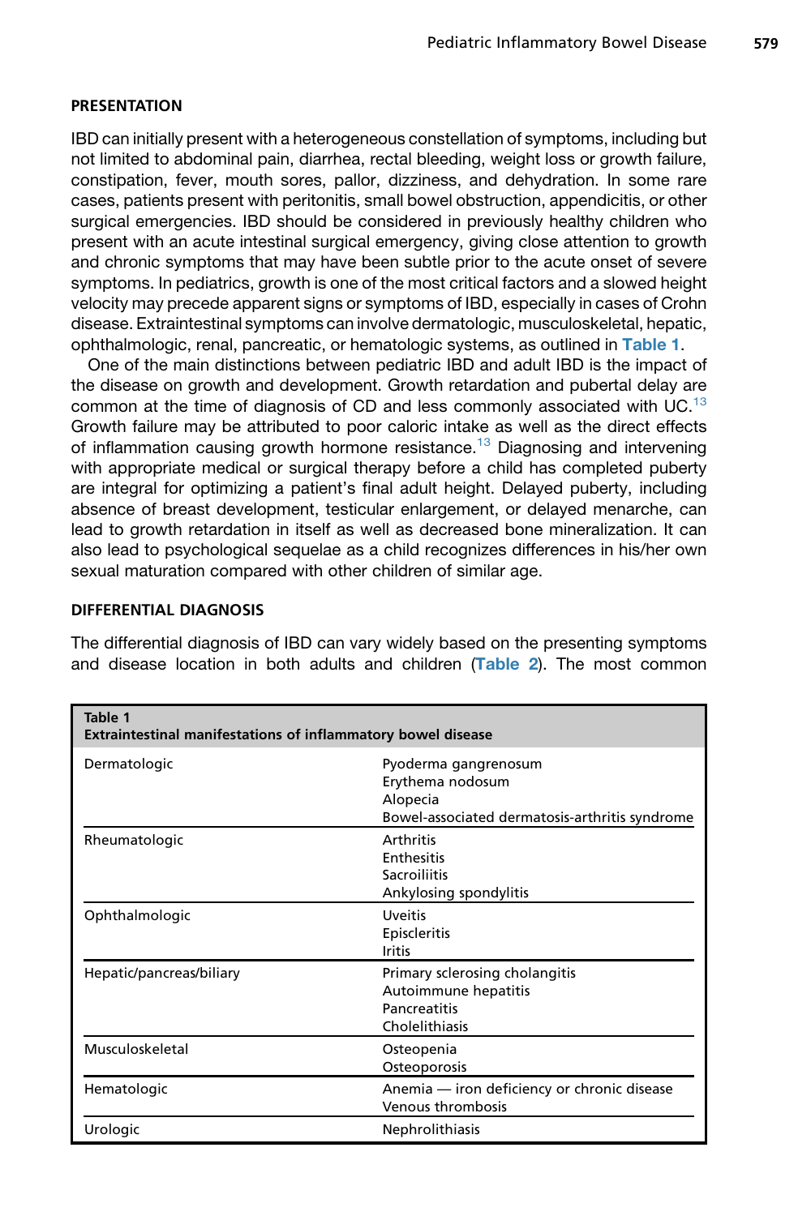## PRESENTATION

IBD can initially present with a heterogeneous constellation of symptoms, including but not limited to abdominal pain, diarrhea, rectal bleeding, weight loss or growth failure, constipation, fever, mouth sores, pallor, dizziness, and dehydration. In some rare cases, patients present with peritonitis, small bowel obstruction, appendicitis, or other surgical emergencies. IBD should be considered in previously healthy children who present with an acute intestinal surgical emergency, giving close attention to growth and chronic symptoms that may have been subtle prior to the acute onset of severe symptoms. In pediatrics, growth is one of the most critical factors and a slowed height velocity may precede apparent signs or symptoms of IBD, especially in cases of Crohn disease. Extraintestinal symptoms can involve dermatologic, musculoskeletal, hepatic, ophthalmologic, renal, pancreatic, or hematologic systems, as outlined in Table 1.

One of the main distinctions between pediatric IBD and adult IBD is the impact of the disease on growth and development. Growth retardation and pubertal delay are common at the time of diagnosis of CD and less commonly associated with UC.[13] Growth failure may be attributed to poor caloric intake as well as the direct effects of inflammation causing growth hormone resistance.[13] Diagnosing and intervening with appropriate medical or surgical therapy before a child has completed puberty are integral for optimizing a patient's final adult height. Delayed puberty, including absence of breast development, testicular enlargement, or delayed menarche, can lead to growth retardation in itself as well as decreased bone mineralization. It can also lead to psychological sequelae as a child recognizes differences in his/her own sexual maturation compared with other children of similar age.

## DIFFERENTIAL DIAGNOSIS

The differential diagnosis of IBD can vary widely based on the presenting symptoms and disease location in both adults and children (Table 2). The most common

**Table 1**
**Extraintestinal manifestations of inflammatory bowel disease**

| | |
|---|---|
| Dermatologic | Pyoderma gangrenosum<br>Erythema nodosum<br>Alopecia<br>Bowel-associated dermatosis-arthritis syndrome |
| Rheumatologic | Arthritis<br>Enthesitis<br>Sacroiliitis<br>Ankylosing spondylitis |
| Ophthalmologic | Uveitis<br>Episcleritis<br>Iritis |
| Hepatic/pancreas/biliary | Primary sclerosing cholangitis<br>Autoimmune hepatitis<br>Pancreatitis<br>Cholelithiasis |
| Musculoskeletal | Osteopenia<br>Osteoporosis |
| Hematologic | Anemia — iron deficiency or chronic disease<br>Venous thrombosis |
| Urologic | Nephrolithiasis |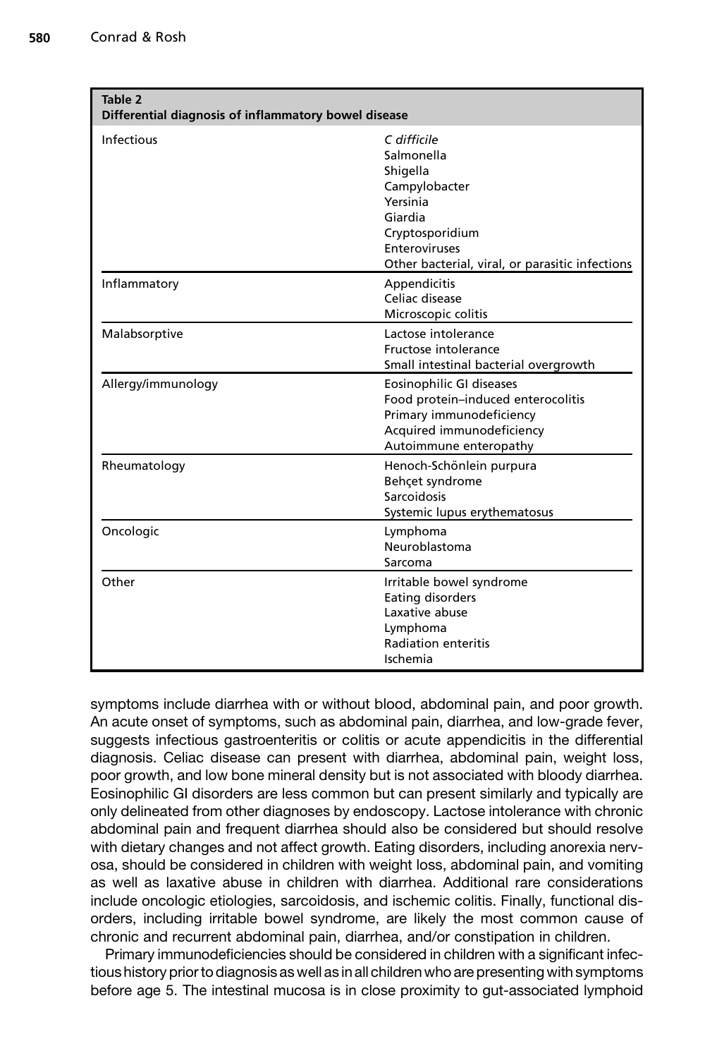**Table 2**
**Differential diagnosis of inflammatory bowel disease**

| Category | Conditions |
|---|---|
| Infectious | *C difficile*<br>Salmonella<br>Shigella<br>Campylobacter<br>Yersinia<br>Giardia<br>Cryptosporidium<br>Enteroviruses<br>Other bacterial, viral, or parasitic infections |
| Inflammatory | Appendicitis<br>Celiac disease<br>Microscopic colitis |
| Malabsorptive | Lactose intolerance<br>Fructose intolerance<br>Small intestinal bacterial overgrowth |
| Allergy/immunology | Eosinophilic GI diseases<br>Food protein–induced enterocolitis<br>Primary immunodeficiency<br>Acquired immunodeficiency<br>Autoimmune enteropathy |
| Rheumatology | Henoch-Schönlein purpura<br>Behçet syndrome<br>Sarcoidosis<br>Systemic lupus erythematosus |
| Oncologic | Lymphoma<br>Neuroblastoma<br>Sarcoma |
| Other | Irritable bowel syndrome<br>Eating disorders<br>Laxative abuse<br>Lymphoma<br>Radiation enteritis<br>Ischemia |

symptoms include diarrhea with or without blood, abdominal pain, and poor growth. An acute onset of symptoms, such as abdominal pain, diarrhea, and low-grade fever, suggests infectious gastroenteritis or colitis or acute appendicitis in the differential diagnosis. Celiac disease can present with diarrhea, abdominal pain, weight loss, poor growth, and low bone mineral density but is not associated with bloody diarrhea. Eosinophilic GI disorders are less common but can present similarly and typically are only delineated from other diagnoses by endoscopy. Lactose intolerance with chronic abdominal pain and frequent diarrhea should also be considered but should resolve with dietary changes and not affect growth. Eating disorders, including anorexia nervosa, should be considered in children with weight loss, abdominal pain, and vomiting as well as laxative abuse in children with diarrhea. Additional rare considerations include oncologic etiologies, sarcoidosis, and ischemic colitis. Finally, functional disorders, including irritable bowel syndrome, are likely the most common cause of chronic and recurrent abdominal pain, diarrhea, and/or constipation in children.

Primary immunodeficiencies should be considered in children with a significant infectious history prior to diagnosis as well as in all children who are presenting with symptoms before age 5. The intestinal mucosa is in close proximity to gut-associated lymphoid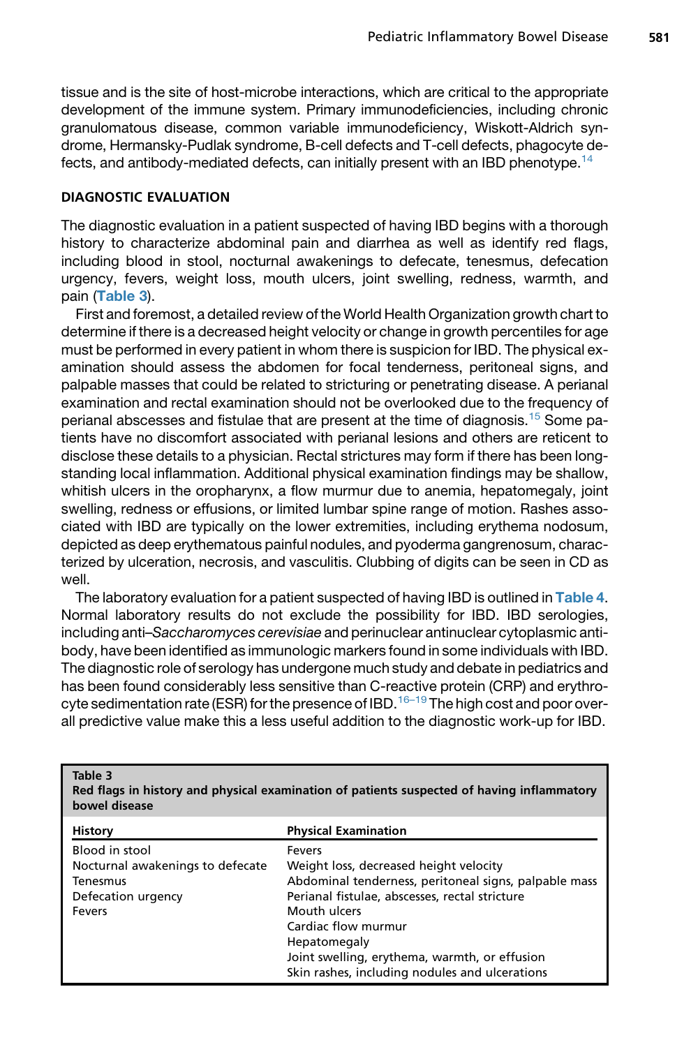tissue and is the site of host-microbe interactions, which are critical to the appropriate development of the immune system. Primary immunodeficiencies, including chronic granulomatous disease, common variable immunodeficiency, Wiskott-Aldrich syndrome, Hermansky-Pudlak syndrome, B-cell defects and T-cell defects, phagocyte defects, and antibody-mediated defects, can initially present with an IBD phenotype.[14]

## DIAGNOSTIC EVALUATION

The diagnostic evaluation in a patient suspected of having IBD begins with a thorough history to characterize abdominal pain and diarrhea as well as identify red flags, including blood in stool, nocturnal awakenings to defecate, tenesmus, defecation urgency, fevers, weight loss, mouth ulcers, joint swelling, redness, warmth, and pain (**Table 3**).

First and foremost, a detailed review of the World Health Organization growth chart to determine if there is a decreased height velocity or change in growth percentiles for age must be performed in every patient in whom there is suspicion for IBD. The physical examination should assess the abdomen for focal tenderness, peritoneal signs, and palpable masses that could be related to stricturing or penetrating disease. A perianal examination and rectal examination should not be overlooked due to the frequency of perianal abscesses and fistulae that are present at the time of diagnosis.[15] Some patients have no discomfort associated with perianal lesions and others are reticent to disclose these details to a physician. Rectal strictures may form if there has been longstanding local inflammation. Additional physical examination findings may be shallow, whitish ulcers in the oropharynx, a flow murmur due to anemia, hepatomegaly, joint swelling, redness or effusions, or limited lumbar spine range of motion. Rashes associated with IBD are typically on the lower extremities, including erythema nodosum, depicted as deep erythematous painful nodules, and pyoderma gangrenosum, characterized by ulceration, necrosis, and vasculitis. Clubbing of digits can be seen in CD as well.

The laboratory evaluation for a patient suspected of having IBD is outlined in **Table 4**. Normal laboratory results do not exclude the possibility for IBD. IBD serologies, including anti–*Saccharomyces cerevisiae* and perinuclear antinuclear cytoplasmic antibody, have been identified as immunologic markers found in some individuals with IBD. The diagnostic role of serology has undergone much study and debate in pediatrics and has been found considerably less sensitive than C-reactive protein (CRP) and erythrocyte sedimentation rate (ESR) for the presence of IBD.[16–19] The high cost and poor overall predictive value make this a less useful addition to the diagnostic work-up for IBD.

**Table 3**
**Red flags in history and physical examination of patients suspected of having inflammatory bowel disease**

| History | Physical Examination |
|---|---|
| Blood in stool | Fevers |
| Nocturnal awakenings to defecate | Weight loss, decreased height velocity |
| Tenesmus | Abdominal tenderness, peritoneal signs, palpable mass |
| Defecation urgency | Perianal fistulae, abscesses, rectal stricture |
| Fevers | Mouth ulcers |
| | Cardiac flow murmur |
| | Hepatomegaly |
| | Joint swelling, erythema, warmth, or effusion |
| | Skin rashes, including nodules and ulcerations |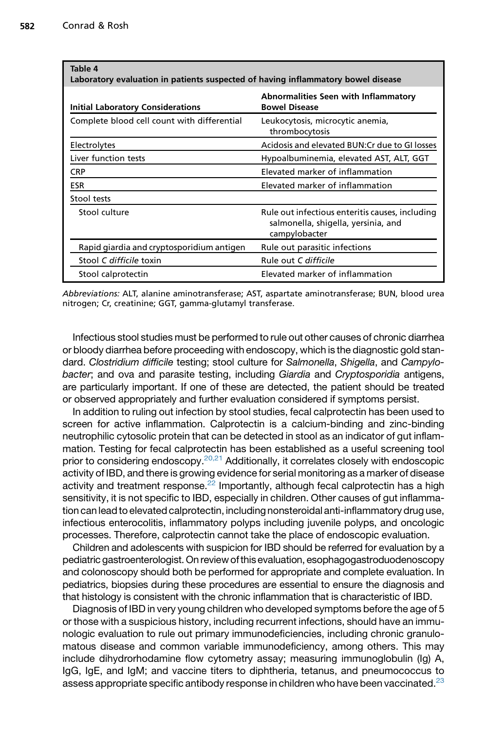**Table 4**
**Laboratory evaluation in patients suspected of having inflammatory bowel disease**

| Initial Laboratory Considerations | Abnormalities Seen with Inflammatory Bowel Disease |
|---|---|
| Complete blood cell count with differential | Leukocytosis, microcytic anemia, thrombocytosis |
| Electrolytes | Acidosis and elevated BUN:Cr due to GI losses |
| Liver function tests | Hypoalbuminemia, elevated AST, ALT, GGT |
| CRP | Elevated marker of inflammation |
| ESR | Elevated marker of inflammation |
| Stool tests | |
| Stool culture | Rule out infectious enteritis causes, including salmonella, shigella, yersinia, and campylobacter |
| Rapid giardia and cryptosporidium antigen | Rule out parasitic infections |
| Stool *C difficile* toxin | Rule out *C difficile* |
| Stool calprotectin | Elevated marker of inflammation |

*Abbreviations:* ALT, alanine aminotransferase; AST, aspartate aminotransferase; BUN, blood urea nitrogen; Cr, creatinine; GGT, gamma-glutamyl transferase.

Infectious stool studies must be performed to rule out other causes of chronic diarrhea or bloody diarrhea before proceeding with endoscopy, which is the diagnostic gold standard. *Clostridium difficile* testing; stool culture for *Salmonella*, *Shigella*, and *Campylobacter*; and ova and parasite testing, including *Giardia* and *Cryptosporidia* antigens, are particularly important. If one of these are detected, the patient should be treated or observed appropriately and further evaluation considered if symptoms persist.

In addition to ruling out infection by stool studies, fecal calprotectin has been used to screen for active inflammation. Calprotectin is a calcium-binding and zinc-binding neutrophilic cytosolic protein that can be detected in stool as an indicator of gut inflammation. Testing for fecal calprotectin has been established as a useful screening tool prior to considering endoscopy.[20,21] Additionally, it correlates closely with endoscopic activity of IBD, and there is growing evidence for serial monitoring as a marker of disease activity and treatment response.[22] Importantly, although fecal calprotectin has a high sensitivity, it is not specific to IBD, especially in children. Other causes of gut inflammation can lead to elevated calprotectin, including nonsteroidal anti-inflammatory drug use, infectious enterocolitis, inflammatory polyps including juvenile polyps, and oncologic processes. Therefore, calprotectin cannot take the place of endoscopic evaluation.

Children and adolescents with suspicion for IBD should be referred for evaluation by a pediatric gastroenterologist. On review of this evaluation, esophagogastroduodenoscopy and colonoscopy should both be performed for appropriate and complete evaluation. In pediatrics, biopsies during these procedures are essential to ensure the diagnosis and that histology is consistent with the chronic inflammation that is characteristic of IBD.

Diagnosis of IBD in very young children who developed symptoms before the age of 5 or those with a suspicious history, including recurrent infections, should have an immunologic evaluation to rule out primary immunodeficiencies, including chronic granulomatous disease and common variable immunodeficiency, among others. This may include dihydrorhodamine flow cytometry assay; measuring immunoglobulin (Ig) A, IgG, IgE, and IgM; and vaccine titers to diphtheria, tetanus, and pneumococcus to assess appropriate specific antibody response in children who have been vaccinated.[23]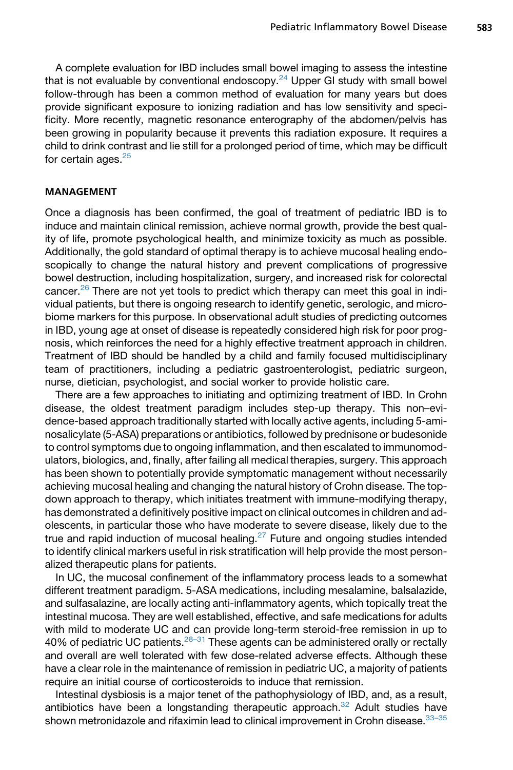A complete evaluation for IBD includes small bowel imaging to assess the intestine that is not evaluable by conventional endoscopy.[24] Upper GI study with small bowel follow-through has been a common method of evaluation for many years but does provide significant exposure to ionizing radiation and has low sensitivity and specificity. More recently, magnetic resonance enterography of the abdomen/pelvis has been growing in popularity because it prevents this radiation exposure. It requires a child to drink contrast and lie still for a prolonged period of time, which may be difficult for certain ages.[25]

## MANAGEMENT

Once a diagnosis has been confirmed, the goal of treatment of pediatric IBD is to induce and maintain clinical remission, achieve normal growth, provide the best quality of life, promote psychological health, and minimize toxicity as much as possible. Additionally, the gold standard of optimal therapy is to achieve mucosal healing endoscopically to change the natural history and prevent complications of progressive bowel destruction, including hospitalization, surgery, and increased risk for colorectal cancer.[26] There are not yet tools to predict which therapy can meet this goal in individual patients, but there is ongoing research to identify genetic, serologic, and microbiome markers for this purpose. In observational adult studies of predicting outcomes in IBD, young age at onset of disease is repeatedly considered high risk for poor prognosis, which reinforces the need for a highly effective treatment approach in children. Treatment of IBD should be handled by a child and family focused multidisciplinary team of practitioners, including a pediatric gastroenterologist, pediatric surgeon, nurse, dietician, psychologist, and social worker to provide holistic care.

There are a few approaches to initiating and optimizing treatment of IBD. In Crohn disease, the oldest treatment paradigm includes step-up therapy. This non–evidence-based approach traditionally started with locally active agents, including 5-aminosalicylate (5-ASA) preparations or antibiotics, followed by prednisone or budesonide to control symptoms due to ongoing inflammation, and then escalated to immunomodulators, biologics, and, finally, after failing all medical therapies, surgery. This approach has been shown to potentially provide symptomatic management without necessarily achieving mucosal healing and changing the natural history of Crohn disease. The top-down approach to therapy, which initiates treatment with immune-modifying therapy, has demonstrated a definitively positive impact on clinical outcomes in children and adolescents, in particular those who have moderate to severe disease, likely due to the true and rapid induction of mucosal healing.[27] Future and ongoing studies intended to identify clinical markers useful in risk stratification will help provide the most personalized therapeutic plans for patients.

In UC, the mucosal confinement of the inflammatory process leads to a somewhat different treatment paradigm. 5-ASA medications, including mesalamine, balsalazide, and sulfasalazine, are locally acting anti-inflammatory agents, which topically treat the intestinal mucosa. They are well established, effective, and safe medications for adults with mild to moderate UC and can provide long-term steroid-free remission in up to 40% of pediatric UC patients.[28–31] These agents can be administered orally or rectally and overall are well tolerated with few dose-related adverse effects. Although these have a clear role in the maintenance of remission in pediatric UC, a majority of patients require an initial course of corticosteroids to induce that remission.

Intestinal dysbiosis is a major tenet of the pathophysiology of IBD, and, as a result, antibiotics have been a longstanding therapeutic approach.[32] Adult studies have shown metronidazole and rifaximin lead to clinical improvement in Crohn disease.[33–35]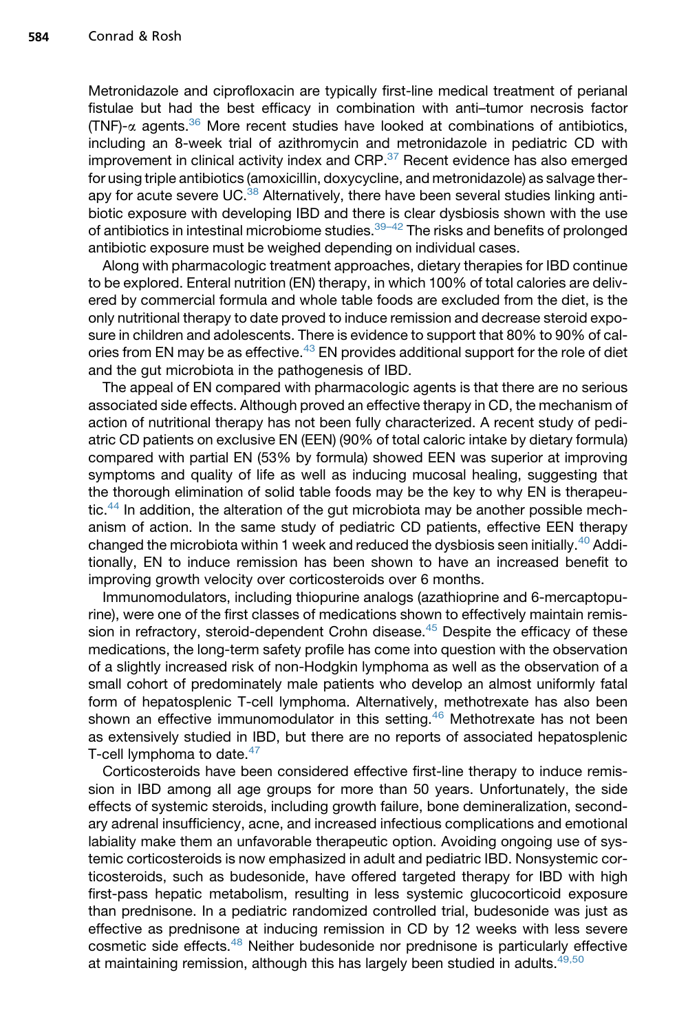Metronidazole and ciprofloxacin are typically first-line medical treatment of perianal fistulae but had the best efficacy in combination with anti–tumor necrosis factor (TNF)-$\alpha$ agents.[36] More recent studies have looked at combinations of antibiotics, including an 8-week trial of azithromycin and metronidazole in pediatric CD with improvement in clinical activity index and CRP.[37] Recent evidence has also emerged for using triple antibiotics (amoxicillin, doxycycline, and metronidazole) as salvage therapy for acute severe UC.[38] Alternatively, there have been several studies linking antibiotic exposure with developing IBD and there is clear dysbiosis shown with the use of antibiotics in intestinal microbiome studies.[39–42] The risks and benefits of prolonged antibiotic exposure must be weighed depending on individual cases.

Along with pharmacologic treatment approaches, dietary therapies for IBD continue to be explored. Enteral nutrition (EN) therapy, in which 100% of total calories are delivered by commercial formula and whole table foods are excluded from the diet, is the only nutritional therapy to date proved to induce remission and decrease steroid exposure in children and adolescents. There is evidence to support that 80% to 90% of calories from EN may be as effective.[43] EN provides additional support for the role of diet and the gut microbiota in the pathogenesis of IBD.

The appeal of EN compared with pharmacologic agents is that there are no serious associated side effects. Although proved an effective therapy in CD, the mechanism of action of nutritional therapy has not been fully characterized. A recent study of pediatric CD patients on exclusive EN (EEN) (90% of total caloric intake by dietary formula) compared with partial EN (53% by formula) showed EEN was superior at improving symptoms and quality of life as well as inducing mucosal healing, suggesting that the thorough elimination of solid table foods may be the key to why EN is therapeutic.[44] In addition, the alteration of the gut microbiota may be another possible mechanism of action. In the same study of pediatric CD patients, effective EEN therapy changed the microbiota within 1 week and reduced the dysbiosis seen initially.[40] Additionally, EN to induce remission has been shown to have an increased benefit to improving growth velocity over corticosteroids over 6 months.

Immunomodulators, including thiopurine analogs (azathioprine and 6-mercaptopurine), were one of the first classes of medications shown to effectively maintain remission in refractory, steroid-dependent Crohn disease.[45] Despite the efficacy of these medications, the long-term safety profile has come into question with the observation of a slightly increased risk of non-Hodgkin lymphoma as well as the observation of a small cohort of predominately male patients who develop an almost uniformly fatal form of hepatosplenic T-cell lymphoma. Alternatively, methotrexate has also been shown an effective immunomodulator in this setting.[46] Methotrexate has not been as extensively studied in IBD, but there are no reports of associated hepatosplenic T-cell lymphoma to date.[47]

Corticosteroids have been considered effective first-line therapy to induce remission in IBD among all age groups for more than 50 years. Unfortunately, the side effects of systemic steroids, including growth failure, bone demineralization, secondary adrenal insufficiency, acne, and increased infectious complications and emotional labiality make them an unfavorable therapeutic option. Avoiding ongoing use of systemic corticosteroids is now emphasized in adult and pediatric IBD. Nonsystemic corticosteroids, such as budesonide, have offered targeted therapy for IBD with high first-pass hepatic metabolism, resulting in less systemic glucocorticoid exposure than prednisone. In a pediatric randomized controlled trial, budesonide was just as effective as prednisone at inducing remission in CD by 12 weeks with less severe cosmetic side effects.[48] Neither budesonide nor prednisone is particularly effective at maintaining remission, although this has largely been studied in adults.[49,50]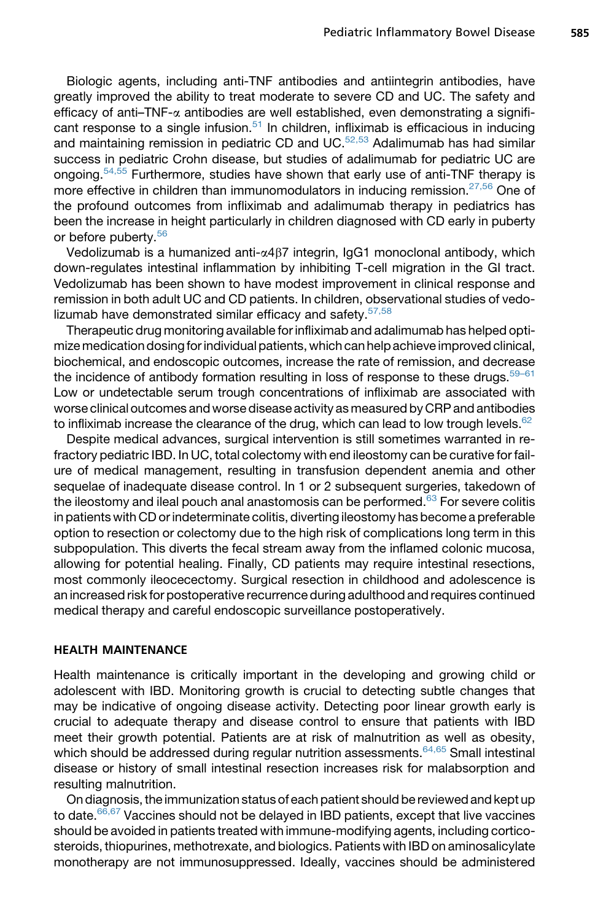Biologic agents, including anti-TNF antibodies and antiintegrin antibodies, have greatly improved the ability to treat moderate to severe CD and UC. The safety and efficacy of anti–TNF-$\alpha$ antibodies are well established, even demonstrating a significant response to a single infusion.[51] In children, infliximab is efficacious in inducing and maintaining remission in pediatric CD and UC.[52,53] Adalimumab has had similar success in pediatric Crohn disease, but studies of adalimumab for pediatric UC are ongoing.[54,55] Furthermore, studies have shown that early use of anti-TNF therapy is more effective in children than immunomodulators in inducing remission.[27,56] One of the profound outcomes from infliximab and adalimumab therapy in pediatrics has been the increase in height particularly in children diagnosed with CD early in puberty or before puberty.[56]

Vedolizumab is a humanized anti-$\alpha 4\beta 7$ integrin, IgG1 monoclonal antibody, which down-regulates intestinal inflammation by inhibiting T-cell migration in the GI tract. Vedolizumab has been shown to have modest improvement in clinical response and remission in both adult UC and CD patients. In children, observational studies of vedolizumab have demonstrated similar efficacy and safety.[57,58]

Therapeutic drug monitoring available for infliximab and adalimumab has helped optimize medication dosing for individual patients, which can help achieve improved clinical, biochemical, and endoscopic outcomes, increase the rate of remission, and decrease the incidence of antibody formation resulting in loss of response to these drugs.[59–61] Low or undetectable serum trough concentrations of infliximab are associated with worse clinical outcomes and worse disease activity as measured by CRP and antibodies to infliximab increase the clearance of the drug, which can lead to low trough levels.[62]

Despite medical advances, surgical intervention is still sometimes warranted in refractory pediatric IBD. In UC, total colectomy with end ileostomy can be curative for failure of medical management, resulting in transfusion dependent anemia and other sequelae of inadequate disease control. In 1 or 2 subsequent surgeries, takedown of the ileostomy and ileal pouch anal anastomosis can be performed.[63] For severe colitis in patients with CD or indeterminate colitis, diverting ileostomy has become a preferable option to resection or colectomy due to the high risk of complications long term in this subpopulation. This diverts the fecal stream away from the inflamed colonic mucosa, allowing for potential healing. Finally, CD patients may require intestinal resections, most commonly ileocecectomy. Surgical resection in childhood and adolescence is an increased risk for postoperative recurrence during adulthood and requires continued medical therapy and careful endoscopic surveillance postoperatively.

## HEALTH MAINTENANCE

Health maintenance is critically important in the developing and growing child or adolescent with IBD. Monitoring growth is crucial to detecting subtle changes that may be indicative of ongoing disease activity. Detecting poor linear growth early is crucial to adequate therapy and disease control to ensure that patients with IBD meet their growth potential. Patients are at risk of malnutrition as well as obesity, which should be addressed during regular nutrition assessments.[64,65] Small intestinal disease or history of small intestinal resection increases risk for malabsorption and resulting malnutrition.

On diagnosis, the immunization status of each patient should be reviewed and kept up to date.[66,67] Vaccines should not be delayed in IBD patients, except that live vaccines should be avoided in patients treated with immune-modifying agents, including corticosteroids, thiopurines, methotrexate, and biologics. Patients with IBD on aminosalicylate monotherapy are not immunosuppressed. Ideally, vaccines should be administered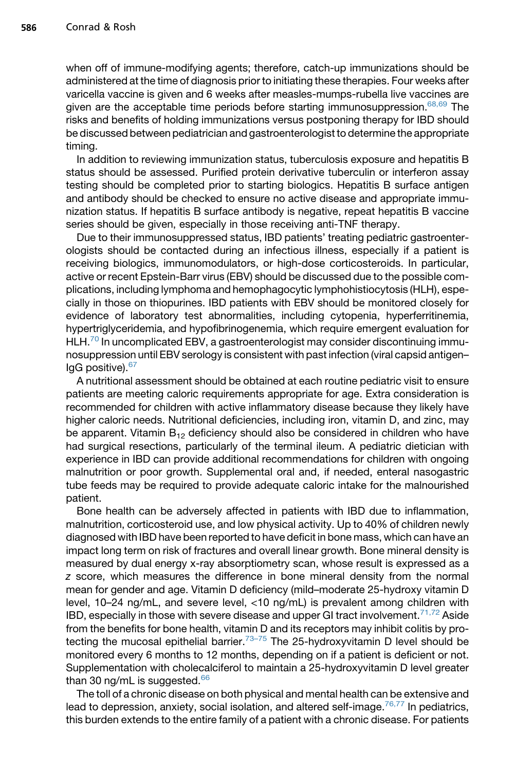when off of immune-modifying agents; therefore, catch-up immunizations should be administered at the time of diagnosis prior to initiating these therapies. Four weeks after varicella vaccine is given and 6 weeks after measles-mumps-rubella live vaccines are given are the acceptable time periods before starting immunosuppression.[68,69] The risks and benefits of holding immunizations versus postponing therapy for IBD should be discussed between pediatrician and gastroenterologist to determine the appropriate timing.

In addition to reviewing immunization status, tuberculosis exposure and hepatitis B status should be assessed. Purified protein derivative tuberculin or interferon assay testing should be completed prior to starting biologics. Hepatitis B surface antigen and antibody should be checked to ensure no active disease and appropriate immunization status. If hepatitis B surface antibody is negative, repeat hepatitis B vaccine series should be given, especially in those receiving anti-TNF therapy.

Due to their immunosuppressed status, IBD patients' treating pediatric gastroenterologists should be contacted during an infectious illness, especially if a patient is receiving biologics, immunomodulators, or high-dose corticosteroids. In particular, active or recent Epstein-Barr virus (EBV) should be discussed due to the possible complications, including lymphoma and hemophagocytic lymphohistiocytosis (HLH), especially in those on thiopurines. IBD patients with EBV should be monitored closely for evidence of laboratory test abnormalities, including cytopenia, hyperferritinemia, hypertriglyceridemia, and hypofibrinogenemia, which require emergent evaluation for HLH.[70] In uncomplicated EBV, a gastroenterologist may consider discontinuing immunosuppression until EBV serology is consistent with past infection (viral capsid antigen–IgG positive).[67]

A nutritional assessment should be obtained at each routine pediatric visit to ensure patients are meeting caloric requirements appropriate for age. Extra consideration is recommended for children with active inflammatory disease because they likely have higher caloric needs. Nutritional deficiencies, including iron, vitamin D, and zinc, may be apparent. Vitamin $B_{12}$ deficiency should also be considered in children who have had surgical resections, particularly of the terminal ileum. A pediatric dietician with experience in IBD can provide additional recommendations for children with ongoing malnutrition or poor growth. Supplemental oral and, if needed, enteral nasogastric tube feeds may be required to provide adequate caloric intake for the malnourished patient.

Bone health can be adversely affected in patients with IBD due to inflammation, malnutrition, corticosteroid use, and low physical activity. Up to 40% of children newly diagnosed with IBD have been reported to have deficit in bone mass, which can have an impact long term on risk of fractures and overall linear growth. Bone mineral density is measured by dual energy x-ray absorptiometry scan, whose result is expressed as a *z* score, which measures the difference in bone mineral density from the normal mean for gender and age. Vitamin D deficiency (mild–moderate 25-hydroxy vitamin D level, 10–24 ng/mL, and severe level, <10 ng/mL) is prevalent among children with IBD, especially in those with severe disease and upper GI tract involvement.[71,72] Aside from the benefits for bone health, vitamin D and its receptors may inhibit colitis by protecting the mucosal epithelial barrier.[73–75] The 25-hydroxyvitamin D level should be monitored every 6 months to 12 months, depending on if a patient is deficient or not. Supplementation with cholecalciferol to maintain a 25-hydroxyvitamin D level greater than 30 ng/mL is suggested.[66]

The toll of a chronic disease on both physical and mental health can be extensive and lead to depression, anxiety, social isolation, and altered self-image.[76,77] In pediatrics, this burden extends to the entire family of a patient with a chronic disease. For patients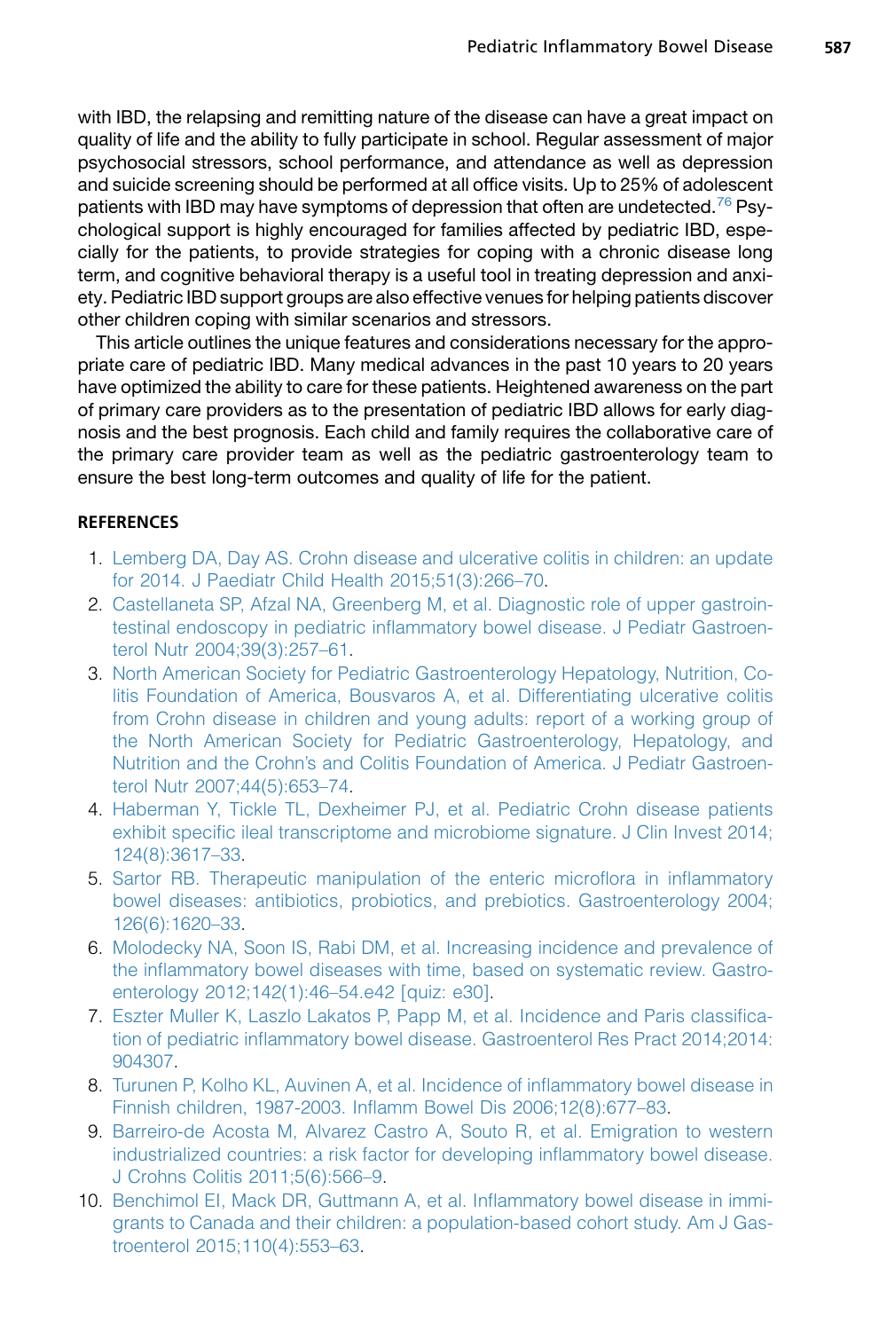with IBD, the relapsing and remitting nature of the disease can have a great impact on quality of life and the ability to fully participate in school. Regular assessment of major psychosocial stressors, school performance, and attendance as well as depression and suicide screening should be performed at all office visits. Up to 25% of adolescent patients with IBD may have symptoms of depression that often are undetected.[76] Psychological support is highly encouraged for families affected by pediatric IBD, especially for the patients, to provide strategies for coping with a chronic disease long term, and cognitive behavioral therapy is a useful tool in treating depression and anxiety. Pediatric IBD support groups are also effective venues for helping patients discover other children coping with similar scenarios and stressors.

This article outlines the unique features and considerations necessary for the appropriate care of pediatric IBD. Many medical advances in the past 10 years to 20 years have optimized the ability to care for these patients. Heightened awareness on the part of primary care providers as to the presentation of pediatric IBD allows for early diagnosis and the best prognosis. Each child and family requires the collaborative care of the primary care provider team as well as the pediatric gastroenterology team to ensure the best long-term outcomes and quality of life for the patient.

## REFERENCES

1. Lemberg DA, Day AS. Crohn disease and ulcerative colitis in children: an update for 2014. J Paediatr Child Health 2015;51(3):266–70.
2. Castellaneta SP, Afzal NA, Greenberg M, et al. Diagnostic role of upper gastrointestinal endoscopy in pediatric inflammatory bowel disease. J Pediatr Gastroenterol Nutr 2004;39(3):257–61.
3. North American Society for Pediatric Gastroenterology Hepatology, Nutrition, Colitis Foundation of America, Bousvaros A, et al. Differentiating ulcerative colitis from Crohn disease in children and young adults: report of a working group of the North American Society for Pediatric Gastroenterology, Hepatology, and Nutrition and the Crohn's and Colitis Foundation of America. J Pediatr Gastroenterol Nutr 2007;44(5):653–74.
4. Haberman Y, Tickle TL, Dexheimer PJ, et al. Pediatric Crohn disease patients exhibit specific ileal transcriptome and microbiome signature. J Clin Invest 2014;124(8):3617–33.
5. Sartor RB. Therapeutic manipulation of the enteric microflora in inflammatory bowel diseases: antibiotics, probiotics, and prebiotics. Gastroenterology 2004;126(6):1620–33.
6. Molodecky NA, Soon IS, Rabi DM, et al. Increasing incidence and prevalence of the inflammatory bowel diseases with time, based on systematic review. Gastroenterology 2012;142(1):46–54.e42 [quiz: e30].
7. Eszter Muller K, Laszlo Lakatos P, Papp M, et al. Incidence and Paris classification of pediatric inflammatory bowel disease. Gastroenterol Res Pract 2014;2014:904307.
8. Turunen P, Kolho KL, Auvinen A, et al. Incidence of inflammatory bowel disease in Finnish children, 1987-2003. Inflamm Bowel Dis 2006;12(8):677–83.
9. Barreiro-de Acosta M, Alvarez Castro A, Souto R, et al. Emigration to western industrialized countries: a risk factor for developing inflammatory bowel disease. J Crohns Colitis 2011;5(6):566–9.
10. Benchimol EI, Mack DR, Guttmann A, et al. Inflammatory bowel disease in immigrants to Canada and their children: a population-based cohort study. Am J Gastroenterol 2015;110(4):553–63.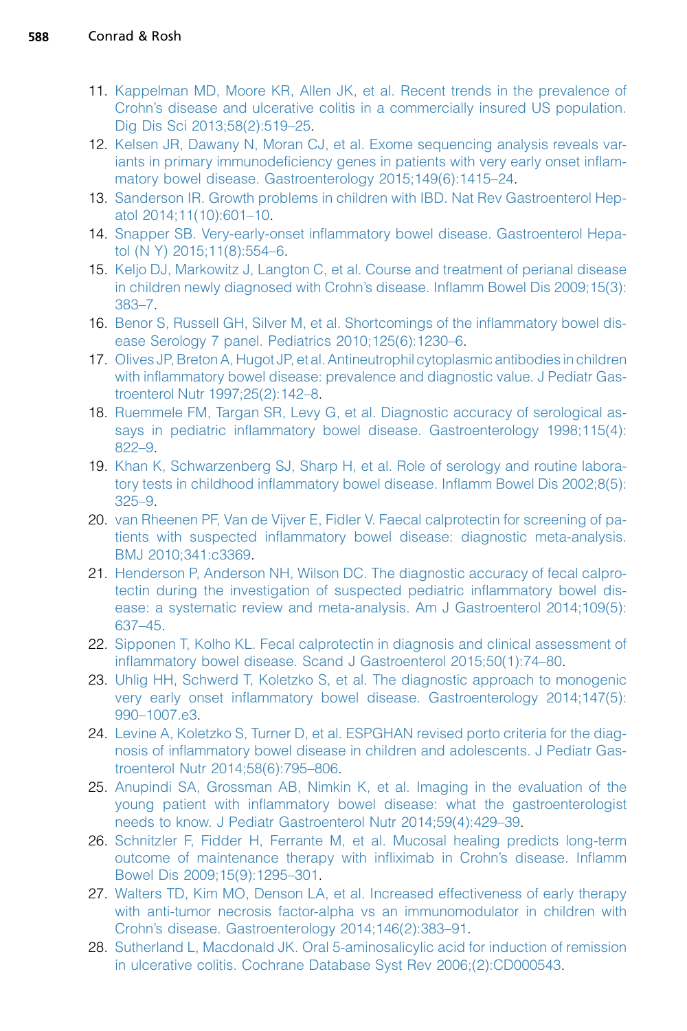11. Kappelman MD, Moore KR, Allen JK, et al. Recent trends in the prevalence of Crohn's disease and ulcerative colitis in a commercially insured US population. Dig Dis Sci 2013;58(2):519–25.
12. Kelsen JR, Dawany N, Moran CJ, et al. Exome sequencing analysis reveals variants in primary immunodeficiency genes in patients with very early onset inflammatory bowel disease. Gastroenterology 2015;149(6):1415–24.
13. Sanderson IR. Growth problems in children with IBD. Nat Rev Gastroenterol Hepatol 2014;11(10):601–10.
14. Snapper SB. Very-early-onset inflammatory bowel disease. Gastroenterol Hepatol (N Y) 2015;11(8):554–6.
15. Keljo DJ, Markowitz J, Langton C, et al. Course and treatment of perianal disease in children newly diagnosed with Crohn's disease. Inflamm Bowel Dis 2009;15(3):383–7.
16. Benor S, Russell GH, Silver M, et al. Shortcomings of the inflammatory bowel disease Serology 7 panel. Pediatrics 2010;125(6):1230–6.
17. Olives JP, Breton A, Hugot JP, et al. Antineutrophil cytoplasmic antibodies in children with inflammatory bowel disease: prevalence and diagnostic value. J Pediatr Gastroenterol Nutr 1997;25(2):142–8.
18. Ruemmele FM, Targan SR, Levy G, et al. Diagnostic accuracy of serological assays in pediatric inflammatory bowel disease. Gastroenterology 1998;115(4):822–9.
19. Khan K, Schwarzenberg SJ, Sharp H, et al. Role of serology and routine laboratory tests in childhood inflammatory bowel disease. Inflamm Bowel Dis 2002;8(5):325–9.
20. van Rheenen PF, Van de Vijver E, Fidler V. Faecal calprotectin for screening of patients with suspected inflammatory bowel disease: diagnostic meta-analysis. BMJ 2010;341:c3369.
21. Henderson P, Anderson NH, Wilson DC. The diagnostic accuracy of fecal calprotectin during the investigation of suspected pediatric inflammatory bowel disease: a systematic review and meta-analysis. Am J Gastroenterol 2014;109(5):637–45.
22. Sipponen T, Kolho KL. Fecal calprotectin in diagnosis and clinical assessment of inflammatory bowel disease. Scand J Gastroenterol 2015;50(1):74–80.
23. Uhlig HH, Schwerd T, Koletzko S, et al. The diagnostic approach to monogenic very early onset inflammatory bowel disease. Gastroenterology 2014;147(5):990–1007.e3.
24. Levine A, Koletzko S, Turner D, et al. ESPGHAN revised porto criteria for the diagnosis of inflammatory bowel disease in children and adolescents. J Pediatr Gastroenterol Nutr 2014;58(6):795–806.
25. Anupindi SA, Grossman AB, Nimkin K, et al. Imaging in the evaluation of the young patient with inflammatory bowel disease: what the gastroenterologist needs to know. J Pediatr Gastroenterol Nutr 2014;59(4):429–39.
26. Schnitzler F, Fidder H, Ferrante M, et al. Mucosal healing predicts long-term outcome of maintenance therapy with infliximab in Crohn's disease. Inflamm Bowel Dis 2009;15(9):1295–301.
27. Walters TD, Kim MO, Denson LA, et al. Increased effectiveness of early therapy with anti-tumor necrosis factor-alpha vs an immunomodulator in children with Crohn's disease. Gastroenterology 2014;146(2):383–91.
28. Sutherland L, Macdonald JK. Oral 5-aminosalicylic acid for induction of remission in ulcerative colitis. Cochrane Database Syst Rev 2006;(2):CD000543.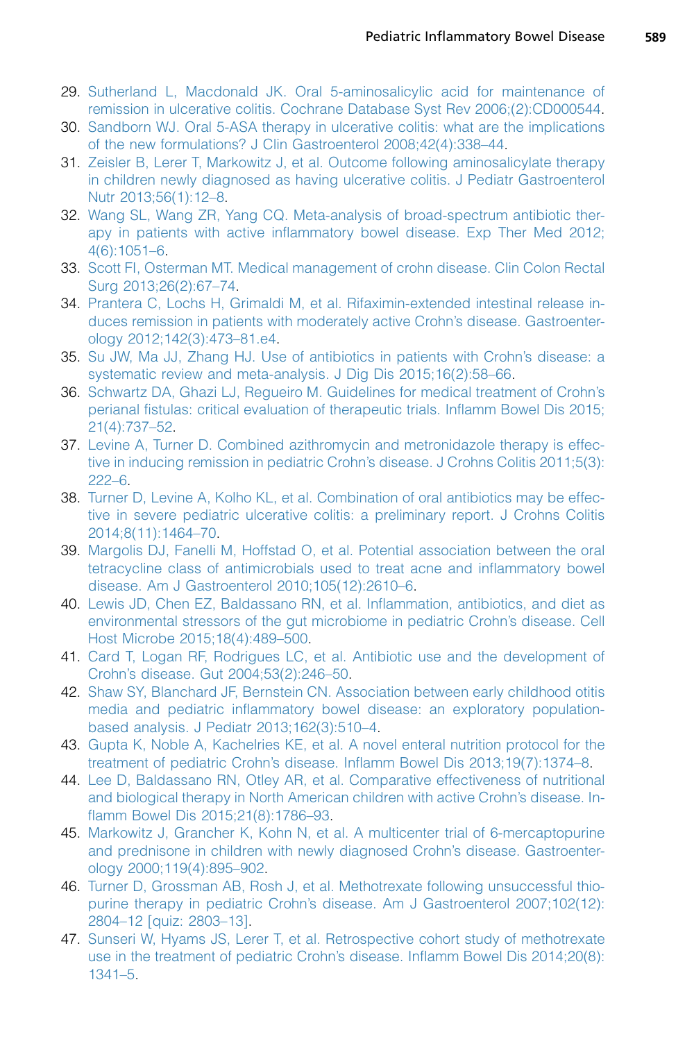29. Sutherland L, Macdonald JK. Oral 5-aminosalicylic acid for maintenance of remission in ulcerative colitis. Cochrane Database Syst Rev 2006;(2):CD000544.
30. Sandborn WJ. Oral 5-ASA therapy in ulcerative colitis: what are the implications of the new formulations? J Clin Gastroenterol 2008;42(4):338–44.
31. Zeisler B, Lerer T, Markowitz J, et al. Outcome following aminosalicylate therapy in children newly diagnosed as having ulcerative colitis. J Pediatr Gastroenterol Nutr 2013;56(1):12–8.
32. Wang SL, Wang ZR, Yang CQ. Meta-analysis of broad-spectrum antibiotic therapy in patients with active inflammatory bowel disease. Exp Ther Med 2012;4(6):1051–6.
33. Scott FI, Osterman MT. Medical management of crohn disease. Clin Colon Rectal Surg 2013;26(2):67–74.
34. Prantera C, Lochs H, Grimaldi M, et al. Rifaximin-extended intestinal release induces remission in patients with moderately active Crohn's disease. Gastroenterology 2012;142(3):473–81.e4.
35. Su JW, Ma JJ, Zhang HJ. Use of antibiotics in patients with Crohn's disease: a systematic review and meta-analysis. J Dig Dis 2015;16(2):58–66.
36. Schwartz DA, Ghazi LJ, Regueiro M. Guidelines for medical treatment of Crohn's perianal fistulas: critical evaluation of therapeutic trials. Inflamm Bowel Dis 2015;21(4):737–52.
37. Levine A, Turner D. Combined azithromycin and metronidazole therapy is effective in inducing remission in pediatric Crohn's disease. J Crohns Colitis 2011;5(3):222–6.
38. Turner D, Levine A, Kolho KL, et al. Combination of oral antibiotics may be effective in severe pediatric ulcerative colitis: a preliminary report. J Crohns Colitis 2014;8(11):1464–70.
39. Margolis DJ, Fanelli M, Hoffstad O, et al. Potential association between the oral tetracycline class of antimicrobials used to treat acne and inflammatory bowel disease. Am J Gastroenterol 2010;105(12):2610–6.
40. Lewis JD, Chen EZ, Baldassano RN, et al. Inflammation, antibiotics, and diet as environmental stressors of the gut microbiome in pediatric Crohn's disease. Cell Host Microbe 2015;18(4):489–500.
41. Card T, Logan RF, Rodrigues LC, et al. Antibiotic use and the development of Crohn's disease. Gut 2004;53(2):246–50.
42. Shaw SY, Blanchard JF, Bernstein CN. Association between early childhood otitis media and pediatric inflammatory bowel disease: an exploratory population-based analysis. J Pediatr 2013;162(3):510–4.
43. Gupta K, Noble A, Kachelries KE, et al. A novel enteral nutrition protocol for the treatment of pediatric Crohn's disease. Inflamm Bowel Dis 2013;19(7):1374–8.
44. Lee D, Baldassano RN, Otley AR, et al. Comparative effectiveness of nutritional and biological therapy in North American children with active Crohn's disease. Inflamm Bowel Dis 2015;21(8):1786–93.
45. Markowitz J, Grancher K, Kohn N, et al. A multicenter trial of 6-mercaptopurine and prednisone in children with newly diagnosed Crohn's disease. Gastroenterology 2000;119(4):895–902.
46. Turner D, Grossman AB, Rosh J, et al. Methotrexate following unsuccessful thiopurine therapy in pediatric Crohn's disease. Am J Gastroenterol 2007;102(12):2804–12 [quiz: 2803–13].
47. Sunseri W, Hyams JS, Lerer T, et al. Retrospective cohort study of methotrexate use in the treatment of pediatric Crohn's disease. Inflamm Bowel Dis 2014;20(8):1341–5.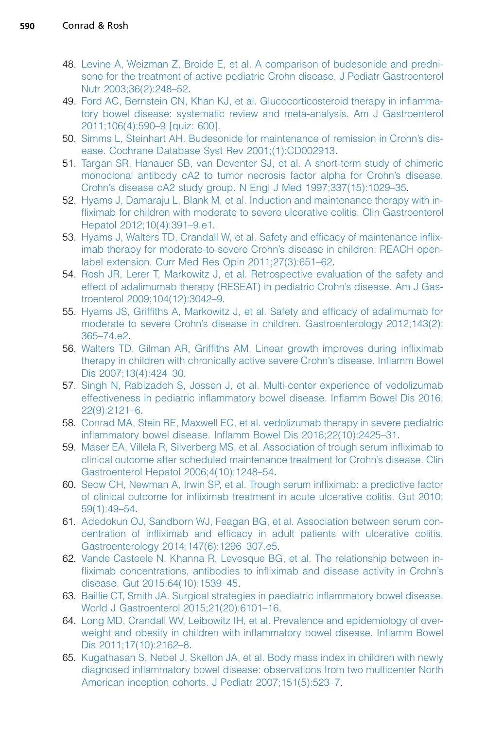48. Levine A, Weizman Z, Broide E, et al. A comparison of budesonide and prednisone for the treatment of active pediatric Crohn disease. J Pediatr Gastroenterol Nutr 2003;36(2):248–52.
49. Ford AC, Bernstein CN, Khan KJ, et al. Glucocorticosteroid therapy in inflammatory bowel disease: systematic review and meta-analysis. Am J Gastroenterol 2011;106(4):590–9 [quiz: 600].
50. Simms L, Steinhart AH. Budesonide for maintenance of remission in Crohn's disease. Cochrane Database Syst Rev 2001;(1):CD002913.
51. Targan SR, Hanauer SB, van Deventer SJ, et al. A short-term study of chimeric monoclonal antibody cA2 to tumor necrosis factor alpha for Crohn's disease. Crohn's disease cA2 study group. N Engl J Med 1997;337(15):1029–35.
52. Hyams J, Damaraju L, Blank M, et al. Induction and maintenance therapy with infliximab for children with moderate to severe ulcerative colitis. Clin Gastroenterol Hepatol 2012;10(4):391–9.e1.
53. Hyams J, Walters TD, Crandall W, et al. Safety and efficacy of maintenance infliximab therapy for moderate-to-severe Crohn's disease in children: REACH open-label extension. Curr Med Res Opin 2011;27(3):651–62.
54. Rosh JR, Lerer T, Markowitz J, et al. Retrospective evaluation of the safety and effect of adalimumab therapy (RESEAT) in pediatric Crohn's disease. Am J Gastroenterol 2009;104(12):3042–9.
55. Hyams JS, Griffiths A, Markowitz J, et al. Safety and efficacy of adalimumab for moderate to severe Crohn's disease in children. Gastroenterology 2012;143(2):365–74.e2.
56. Walters TD, Gilman AR, Griffiths AM. Linear growth improves during infliximab therapy in children with chronically active severe Crohn's disease. Inflamm Bowel Dis 2007;13(4):424–30.
57. Singh N, Rabizadeh S, Jossen J, et al. Multi-center experience of vedolizumab effectiveness in pediatric inflammatory bowel disease. Inflamm Bowel Dis 2016;22(9):2121–6.
58. Conrad MA, Stein RE, Maxwell EC, et al. vedolizumab therapy in severe pediatric inflammatory bowel disease. Inflamm Bowel Dis 2016;22(10):2425–31.
59. Maser EA, Villela R, Silverberg MS, et al. Association of trough serum infliximab to clinical outcome after scheduled maintenance treatment for Crohn's disease. Clin Gastroenterol Hepatol 2006;4(10):1248–54.
60. Seow CH, Newman A, Irwin SP, et al. Trough serum infliximab: a predictive factor of clinical outcome for infliximab treatment in acute ulcerative colitis. Gut 2010;59(1):49–54.
61. Adedokun OJ, Sandborn WJ, Feagan BG, et al. Association between serum concentration of infliximab and efficacy in adult patients with ulcerative colitis. Gastroenterology 2014;147(6):1296–307.e5.
62. Vande Casteele N, Khanna R, Levesque BG, et al. The relationship between infliximab concentrations, antibodies to infliximab and disease activity in Crohn's disease. Gut 2015;64(10):1539–45.
63. Baillie CT, Smith JA. Surgical strategies in paediatric inflammatory bowel disease. World J Gastroenterol 2015;21(20):6101–16.
64. Long MD, Crandall WV, Leibowitz IH, et al. Prevalence and epidemiology of overweight and obesity in children with inflammatory bowel disease. Inflamm Bowel Dis 2011;17(10):2162–8.
65. Kugathasan S, Nebel J, Skelton JA, et al. Body mass index in children with newly diagnosed inflammatory bowel disease: observations from two multicenter North American inception cohorts. J Pediatr 2007;151(5):523–7.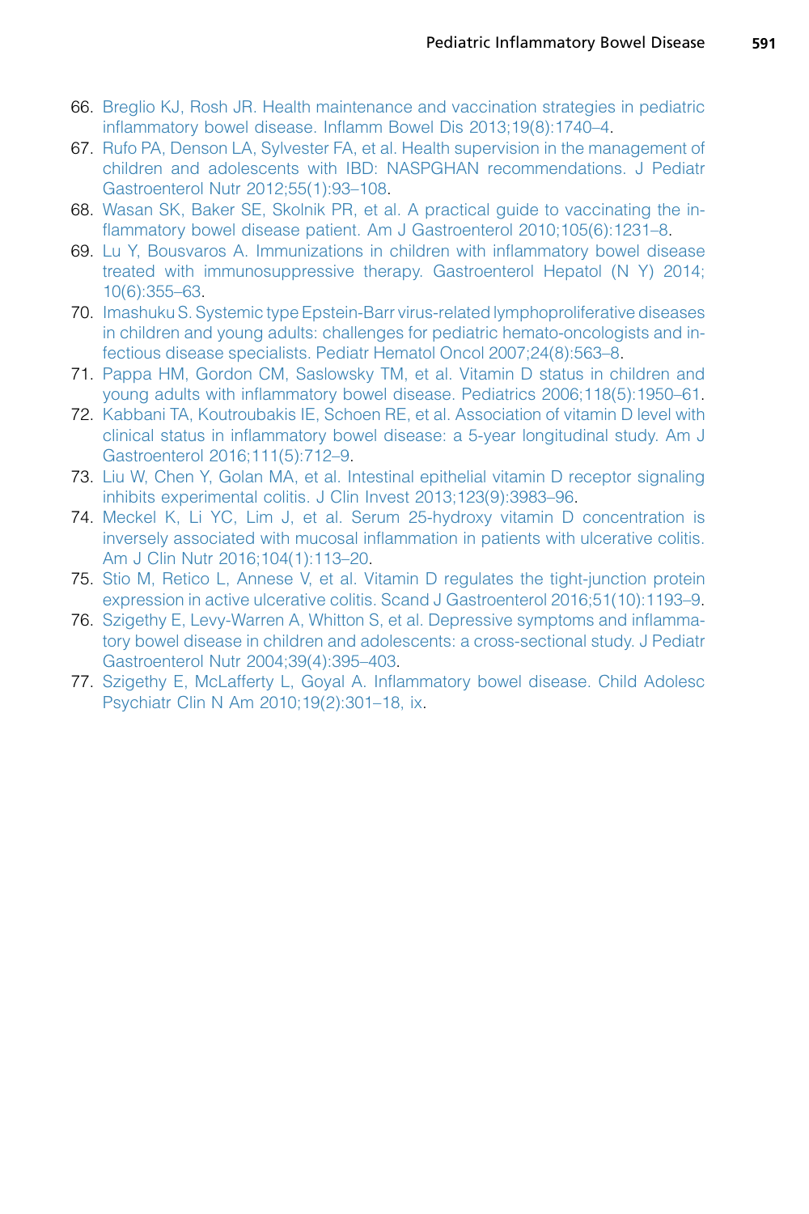66. Breglio KJ, Rosh JR. Health maintenance and vaccination strategies in pediatric inflammatory bowel disease. Inflamm Bowel Dis 2013;19(8):1740–4.
67. Rufo PA, Denson LA, Sylvester FA, et al. Health supervision in the management of children and adolescents with IBD: NASPGHAN recommendations. J Pediatr Gastroenterol Nutr 2012;55(1):93–108.
68. Wasan SK, Baker SE, Skolnik PR, et al. A practical guide to vaccinating the inflammatory bowel disease patient. Am J Gastroenterol 2010;105(6):1231–8.
69. Lu Y, Bousvaros A. Immunizations in children with inflammatory bowel disease treated with immunosuppressive therapy. Gastroenterol Hepatol (N Y) 2014; 10(6):355–63.
70. Imashuku S. Systemic type Epstein-Barr virus-related lymphoproliferative diseases in children and young adults: challenges for pediatric hemato-oncologists and infectious disease specialists. Pediatr Hematol Oncol 2007;24(8):563–8.
71. Pappa HM, Gordon CM, Saslowsky TM, et al. Vitamin D status in children and young adults with inflammatory bowel disease. Pediatrics 2006;118(5):1950–61.
72. Kabbani TA, Koutroubakis IE, Schoen RE, et al. Association of vitamin D level with clinical status in inflammatory bowel disease: a 5-year longitudinal study. Am J Gastroenterol 2016;111(5):712–9.
73. Liu W, Chen Y, Golan MA, et al. Intestinal epithelial vitamin D receptor signaling inhibits experimental colitis. J Clin Invest 2013;123(9):3983–96.
74. Meckel K, Li YC, Lim J, et al. Serum 25-hydroxy vitamin D concentration is inversely associated with mucosal inflammation in patients with ulcerative colitis. Am J Clin Nutr 2016;104(1):113–20.
75. Stio M, Retico L, Annese V, et al. Vitamin D regulates the tight-junction protein expression in active ulcerative colitis. Scand J Gastroenterol 2016;51(10):1193–9.
76. Szigethy E, Levy-Warren A, Whitton S, et al. Depressive symptoms and inflammatory bowel disease in children and adolescents: a cross-sectional study. J Pediatr Gastroenterol Nutr 2004;39(4):395–403.
77. Szigethy E, McLafferty L, Goyal A. Inflammatory bowel disease. Child Adolesc Psychiatr Clin N Am 2010;19(2):301–18, ix.